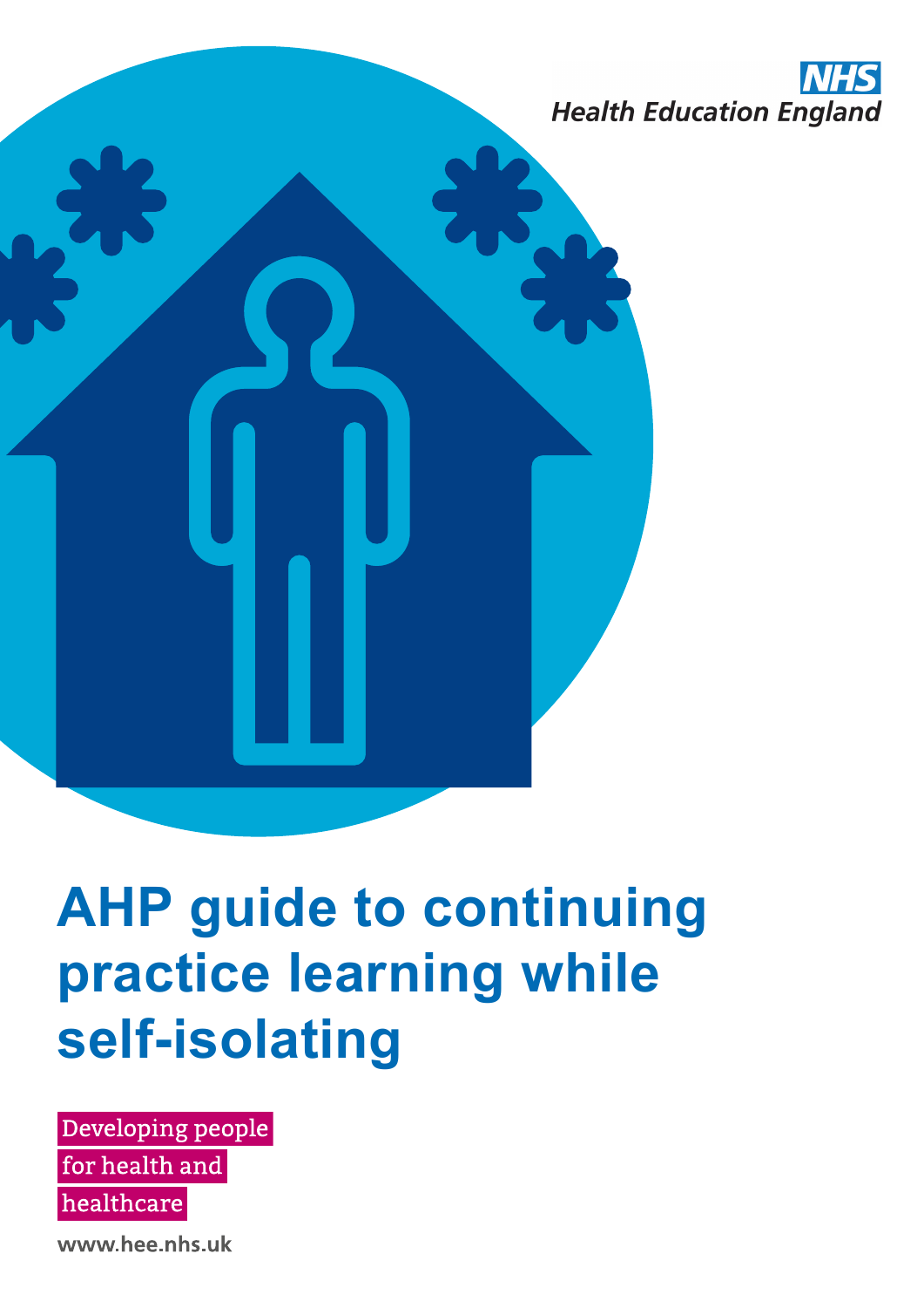NHS
Health Education England

# AHP guide to continuing practice learning while self-isolating

Developing people for health and healthcare

www.hee.nhs.uk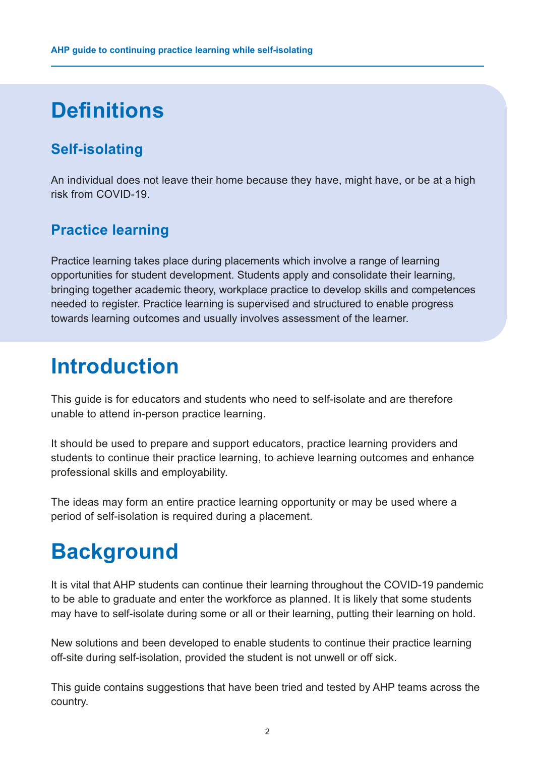# Definitions

## Self-isolating

An individual does not leave their home because they have, might have, or be at a high risk from COVID-19.

## Practice learning

Practice learning takes place during placements which involve a range of learning opportunities for student development. Students apply and consolidate their learning, bringing together academic theory, workplace practice to develop skills and competences needed to register. Practice learning is supervised and structured to enable progress towards learning outcomes and usually involves assessment of the learner.

# Introduction

This guide is for educators and students who need to self-isolate and are therefore unable to attend in-person practice learning.

It should be used to prepare and support educators, practice learning providers and students to continue their practice learning, to achieve learning outcomes and enhance professional skills and employability.

The ideas may form an entire practice learning opportunity or may be used where a period of self-isolation is required during a placement.

# Background

It is vital that AHP students can continue their learning throughout the COVID-19 pandemic to be able to graduate and enter the workforce as planned. It is likely that some students may have to self-isolate during some or all or their learning, putting their learning on hold.

New solutions and been developed to enable students to continue their practice learning off-site during self-isolation, provided the student is not unwell or off sick.

This guide contains suggestions that have been tried and tested by AHP teams across the country.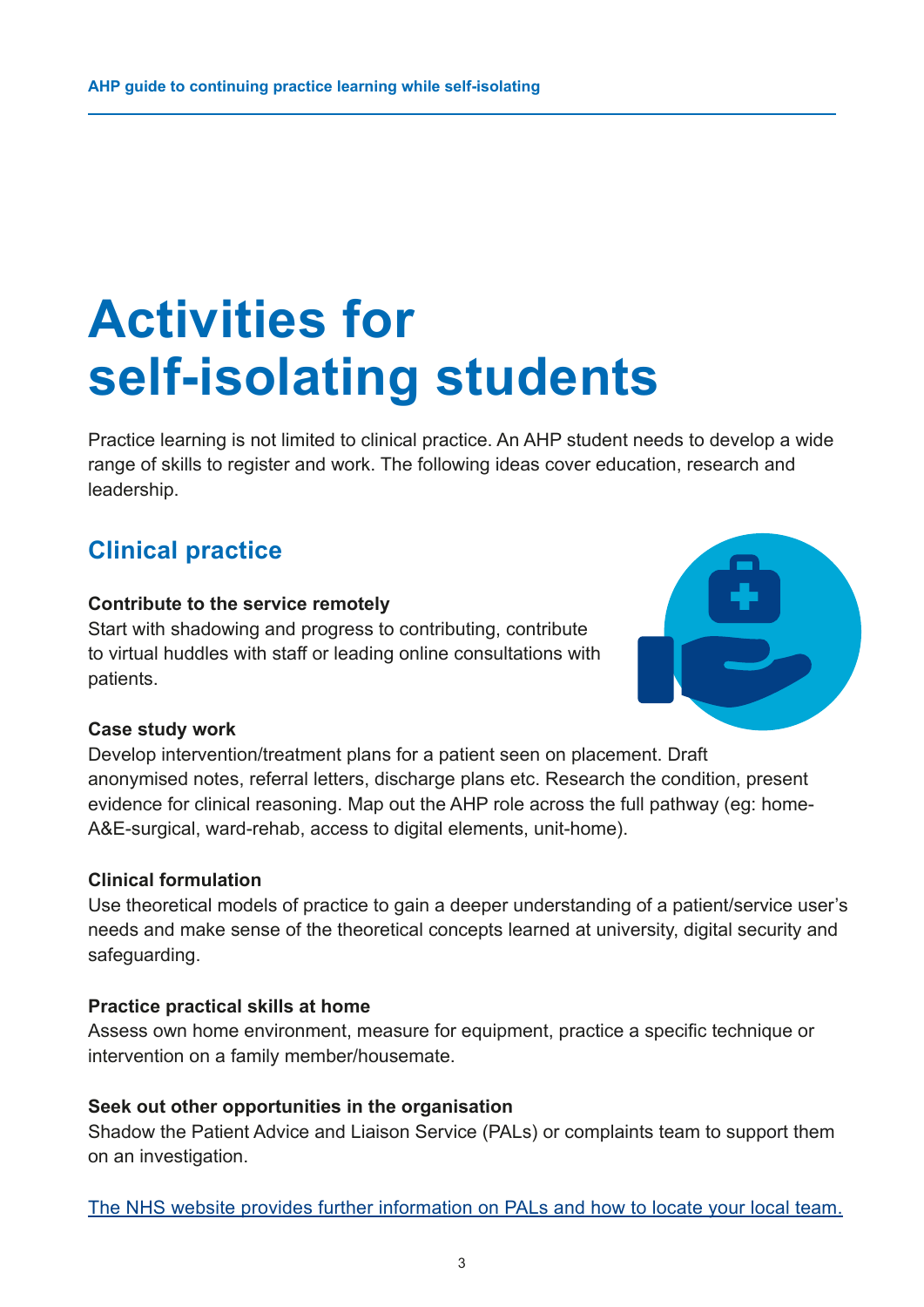# Activities for self-isolating students

Practice learning is not limited to clinical practice. An AHP student needs to develop a wide range of skills to register and work. The following ideas cover education, research and leadership.

## Clinical practice

**Contribute to the service remotely**
Start with shadowing and progress to contributing, contribute to virtual huddles with staff or leading online consultations with patients.

**Case study work**
Develop intervention/treatment plans for a patient seen on placement. Draft anonymised notes, referral letters, discharge plans etc. Research the condition, present evidence for clinical reasoning. Map out the AHP role across the full pathway (eg: home-A&E-surgical, ward-rehab, access to digital elements, unit-home).

**Clinical formulation**
Use theoretical models of practice to gain a deeper understanding of a patient/service user's needs and make sense of the theoretical concepts learned at university, digital security and safeguarding.

**Practice practical skills at home**
Assess own home environment, measure for equipment, practice a specific technique or intervention on a family member/housemate.

**Seek out other opportunities in the organisation**
Shadow the Patient Advice and Liaison Service (PALs) or complaints team to support them on an investigation.

The NHS website provides further information on PALs and how to locate your local team.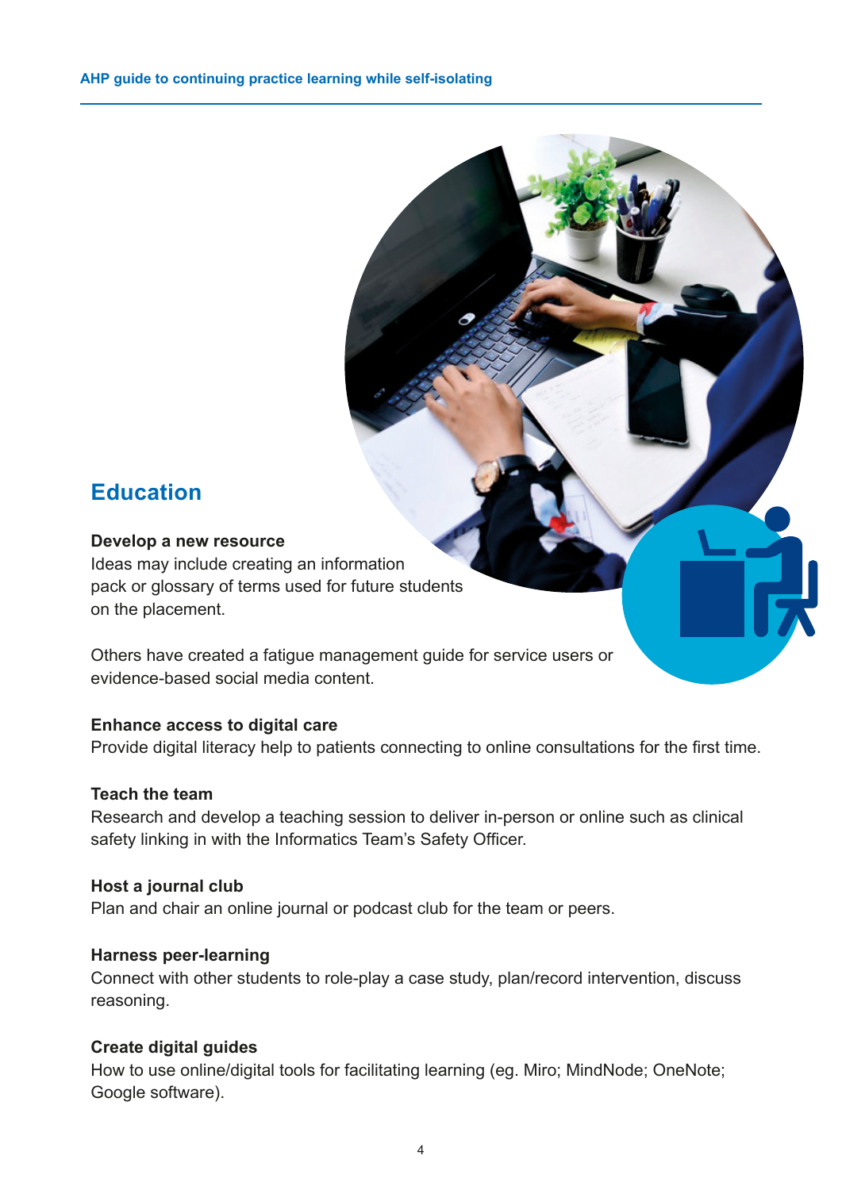## Education

**Develop a new resource**
Ideas may include creating an information pack or glossary of terms used for future students on the placement.

Others have created a fatigue management guide for service users or evidence-based social media content.

**Enhance access to digital care**
Provide digital literacy help to patients connecting to online consultations for the first time.

**Teach the team**
Research and develop a teaching session to deliver in-person or online such as clinical safety linking in with the Informatics Team's Safety Officer.

**Host a journal club**
Plan and chair an online journal or podcast club for the team or peers.

**Harness peer-learning**
Connect with other students to role-play a case study, plan/record intervention, discuss reasoning.

**Create digital guides**
How to use online/digital tools for facilitating learning (eg. Miro; MindNode; OneNote; Google software).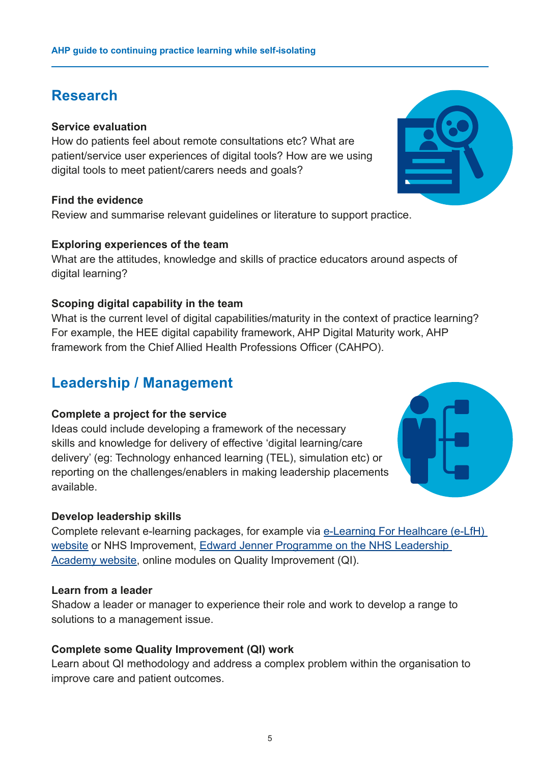## Research

**Service evaluation**
How do patients feel about remote consultations etc? What are patient/service user experiences of digital tools? How are we using digital tools to meet patient/carers needs and goals?

**Find the evidence**
Review and summarise relevant guidelines or literature to support practice.

**Exploring experiences of the team**
What are the attitudes, knowledge and skills of practice educators around aspects of digital learning?

**Scoping digital capability in the team**
What is the current level of digital capabilities/maturity in the context of practice learning? For example, the HEE digital capability framework, AHP Digital Maturity work, AHP framework from the Chief Allied Health Professions Officer (CAHPO).

## Leadership / Management

**Complete a project for the service**
Ideas could include developing a framework of the necessary skills and knowledge for delivery of effective 'digital learning/care delivery' (eg: Technology enhanced learning (TEL), simulation etc) or reporting on the challenges/enablers in making leadership placements available.

**Develop leadership skills**
Complete relevant e-learning packages, for example via e-Learning For Healhcare (e-LfH) website or NHS Improvement, Edward Jenner Programme on the NHS Leadership Academy website, online modules on Quality Improvement (QI).

**Learn from a leader**
Shadow a leader or manager to experience their role and work to develop a range to solutions to a management issue.

**Complete some Quality Improvement (QI) work**
Learn about QI methodology and address a complex problem within the organisation to improve care and patient outcomes.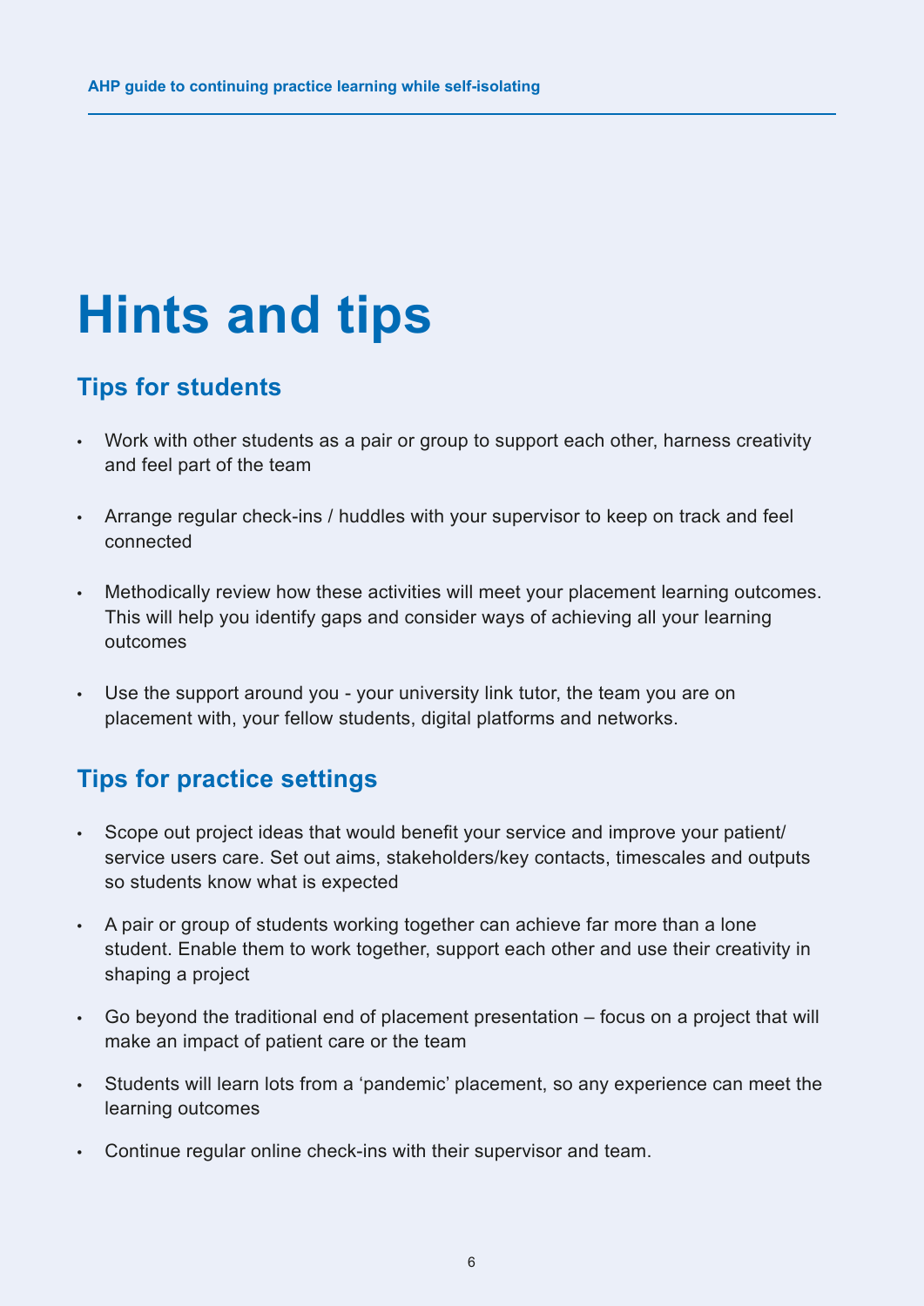# Hints and tips

## Tips for students

- Work with other students as a pair or group to support each other, harness creativity and feel part of the team
- Arrange regular check-ins / huddles with your supervisor to keep on track and feel connected
- Methodically review how these activities will meet your placement learning outcomes. This will help you identify gaps and consider ways of achieving all your learning outcomes
- Use the support around you - your university link tutor, the team you are on placement with, your fellow students, digital platforms and networks.

## Tips for practice settings

- Scope out project ideas that would benefit your service and improve your patient/ service users care. Set out aims, stakeholders/key contacts, timescales and outputs so students know what is expected
- A pair or group of students working together can achieve far more than a lone student. Enable them to work together, support each other and use their creativity in shaping a project
- Go beyond the traditional end of placement presentation – focus on a project that will make an impact of patient care or the team
- Students will learn lots from a 'pandemic' placement, so any experience can meet the learning outcomes
- Continue regular online check-ins with their supervisor and team.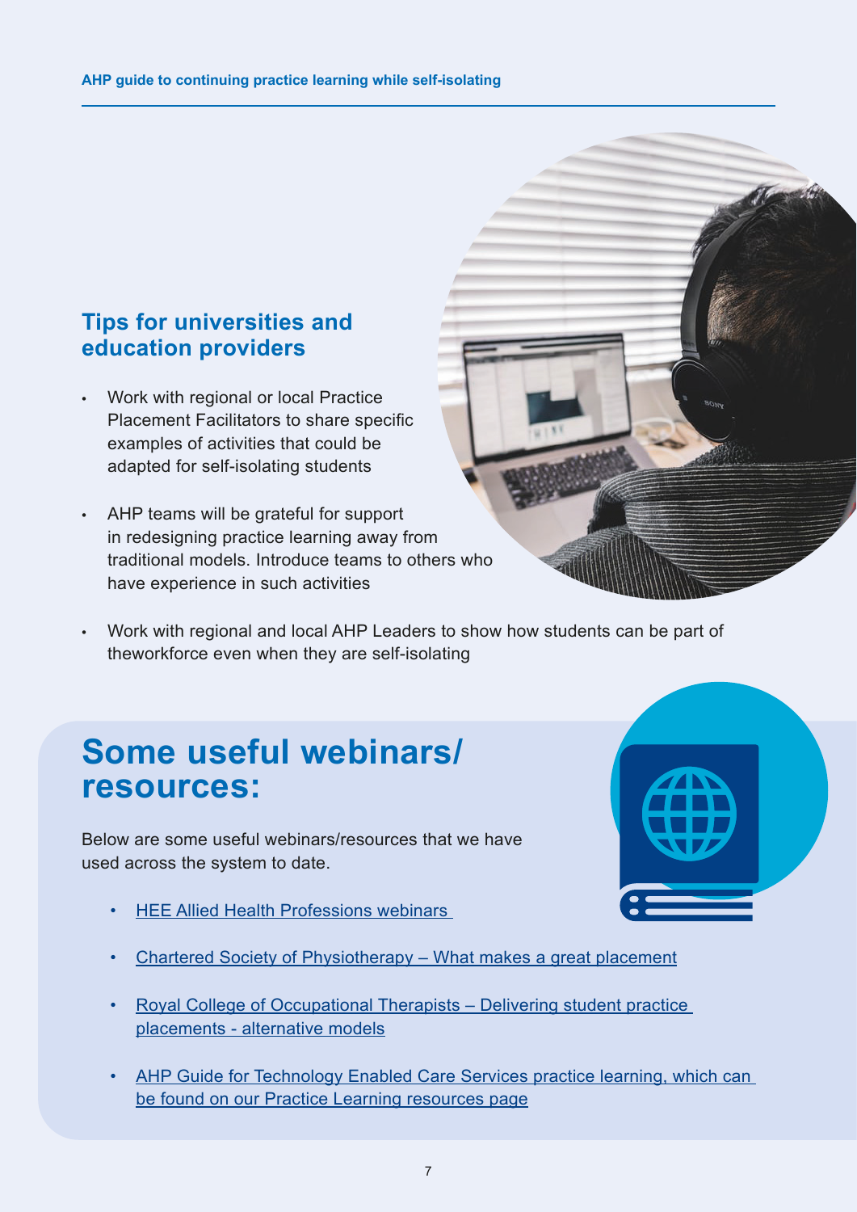## Tips for universities and education providers

- Work with regional or local Practice Placement Facilitators to share specific examples of activities that could be adapted for self-isolating students
- AHP teams will be grateful for support in redesigning practice learning away from traditional models. Introduce teams to others who have experience in such activities
- Work with regional and local AHP Leaders to show how students can be part of theworkforce even when they are self-isolating

# Some useful webinars/ resources:

Below are some useful webinars/resources that we have used across the system to date.

- HEE Allied Health Professions webinars
- Chartered Society of Physiotherapy – What makes a great placement
- Royal College of Occupational Therapists – Delivering student practice placements - alternative models
- AHP Guide for Technology Enabled Care Services practice learning, which can be found on our Practice Learning resources page